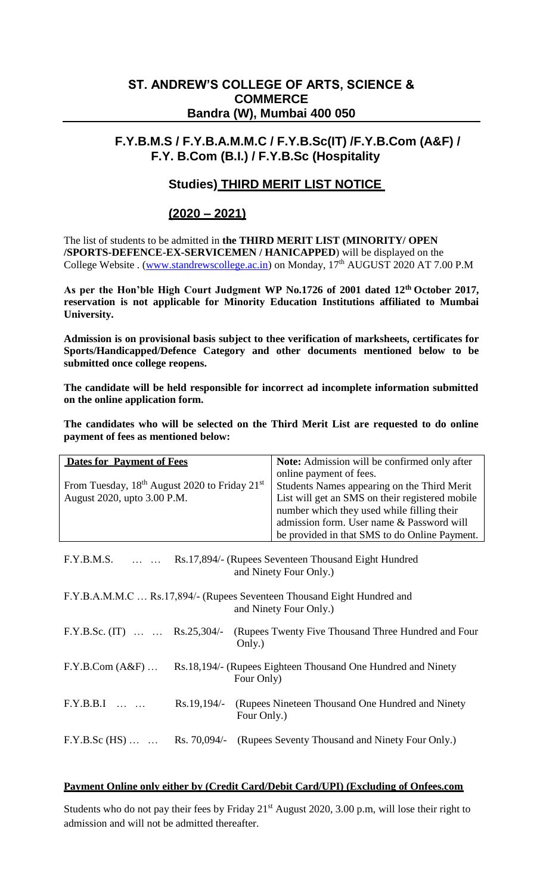## ST. ANDREW'S COLLEGE OF ARTS, SCIENCE & COMMERCE
## Bandra (W), Mumbai 400 050

### F.Y.B.M.S / F.Y.B.A.M.M.C / F.Y.B.Sc(IT) /F.Y.B.Com (A&F) / F.Y. B.Com (B.I.) / F.Y.B.Sc (Hospitality Studies) THIRD MERIT LIST NOTICE

### (2020 – 2021)

The list of students to be admitted in **the THIRD MERIT LIST (MINORITY/ OPEN /SPORTS-DEFENCE-EX-SERVICEMEN / HANICAPPED**) will be displayed on the College Website . (www.standrewscollege.ac.in) on Monday, 17th AUGUST 2020 AT 7.00 P.M

**As per the Hon'ble High Court Judgment WP No.1726 of 2001 dated 12th October 2017, reservation is not applicable for Minority Education Institutions affiliated to Mumbai University.**

**Admission is on provisional basis subject to thee verification of marksheets, certificates for Sports/Handicapped/Defence Category and other documents mentioned below to be submitted once college reopens.**

**The candidate will be held responsible for incorrect ad incomplete information submitted on the online application form.**

**The candidates who will be selected on the Third Merit List are requested to do online payment of fees as mentioned below:**

| **Dates for Payment of Fees** | **Note:** Admission will be confirmed only after online payment of fees. |
|---|---|
| From Tuesday, 18th August 2020 to Friday 21st August 2020, upto 3.00 P.M. | Students Names appearing on the Third Merit List will get an SMS on their registered mobile number which they used while filling their admission form. User name & Password will be provided in that SMS to do Online Payment. |

F.Y.B.M.S. … … Rs.17,894/- (Rupees Seventeen Thousand Eight Hundred and Ninety Four Only.)

F.Y.B.A.M.M.C … Rs.17,894/- (Rupees Seventeen Thousand Eight Hundred and and Ninety Four Only.)

F.Y.B.Sc. (IT) … … Rs.25,304/- (Rupees Twenty Five Thousand Three Hundred and Four Only.)

F.Y.B.Com (A&F) … Rs.18,194/- (Rupees Eighteen Thousand One Hundred and Ninety Four Only)

F.Y.B.B.I … … Rs.19,194/- (Rupees Nineteen Thousand One Hundred and Ninety Four Only.)

F.Y.B.Sc (HS) … … Rs. 70,094/- (Rupees Seventy Thousand and Ninety Four Only.)

**Payment Online only either by (Credit Card/Debit Card/UPI) (Excluding of Onfees.com**

Students who do not pay their fees by Friday 21st August 2020, 3.00 p.m, will lose their right to admission and will not be admitted thereafter.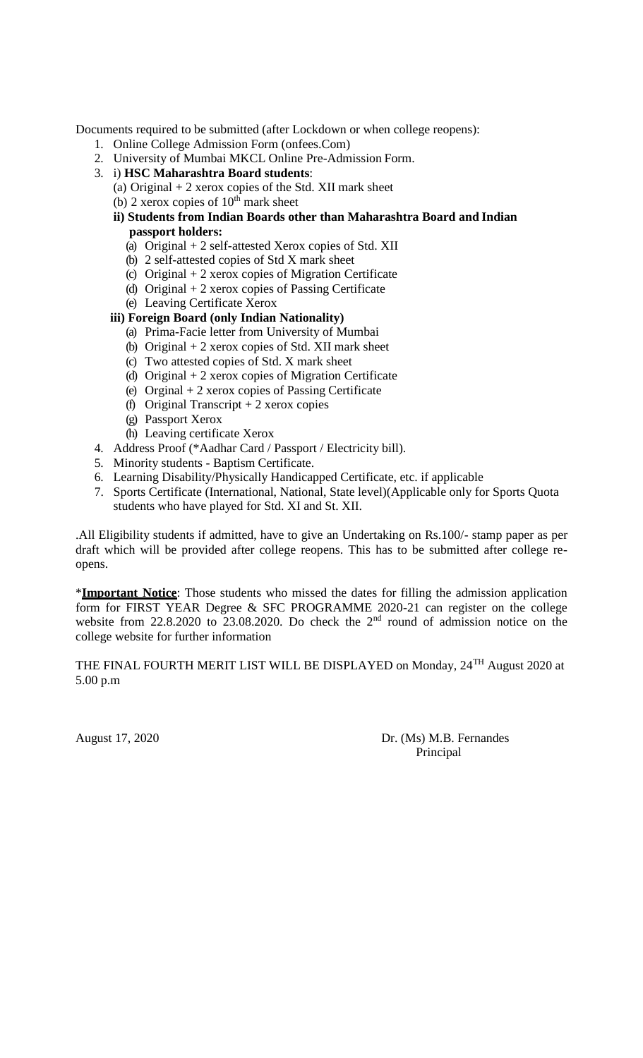Documents required to be submitted (after Lockdown or when college reopens):

1. Online College Admission Form (onfees.Com)
2. University of Mumbai MKCL Online Pre-Admission Form.
3. i) **HSC Maharashtra Board students**:
   - (a) Original + 2 xerox copies of the Std. XII mark sheet
   - (b) 2 xerox copies of 10th mark sheet

   **ii) Students from Indian Boards other than Maharashtra Board and Indian passport holders:**
   - (a) Original + 2 self-attested Xerox copies of Std. XII
   - (b) 2 self-attested copies of Std X mark sheet
   - (c) Original + 2 xerox copies of Migration Certificate
   - (d) Original + 2 xerox copies of Passing Certificate
   - (e) Leaving Certificate Xerox

   **iii) Foreign Board (only Indian Nationality)**
   - (a) Prima-Facie letter from University of Mumbai
   - (b) Original + 2 xerox copies of Std. XII mark sheet
   - (c) Two attested copies of Std. X mark sheet
   - (d) Original + 2 xerox copies of Migration Certificate
   - (e) Orginal + 2 xerox copies of Passing Certificate
   - (f) Original Transcript + 2 xerox copies
   - (g) Passport Xerox
   - (h) Leaving certificate Xerox
4. Address Proof (*Aadhar Card / Passport / Electricity bill).
5. Minority students - Baptism Certificate.
6. Learning Disability/Physically Handicapped Certificate, etc. if applicable
7. Sports Certificate (International, National, State level)(Applicable only for Sports Quota students who have played for Std. XI and St. XII.

.All Eligibility students if admitted, have to give an Undertaking on Rs.100/- stamp paper as per draft which will be provided after college reopens. This has to be submitted after college re-opens.

***Important Notice**: Those students who missed the dates for filling the admission application form for FIRST YEAR Degree & SFC PROGRAMME 2020-21 can register on the college website from 22.8.2020 to 23.08.2020. Do check the 2nd round of admission notice on the college website for further information

THE FINAL FOURTH MERIT LIST WILL BE DISPLAYED on Monday, 24TH August 2020 at 5.00 p.m

August 17, 2020

Dr. (Ms) M.B. Fernandes
Principal